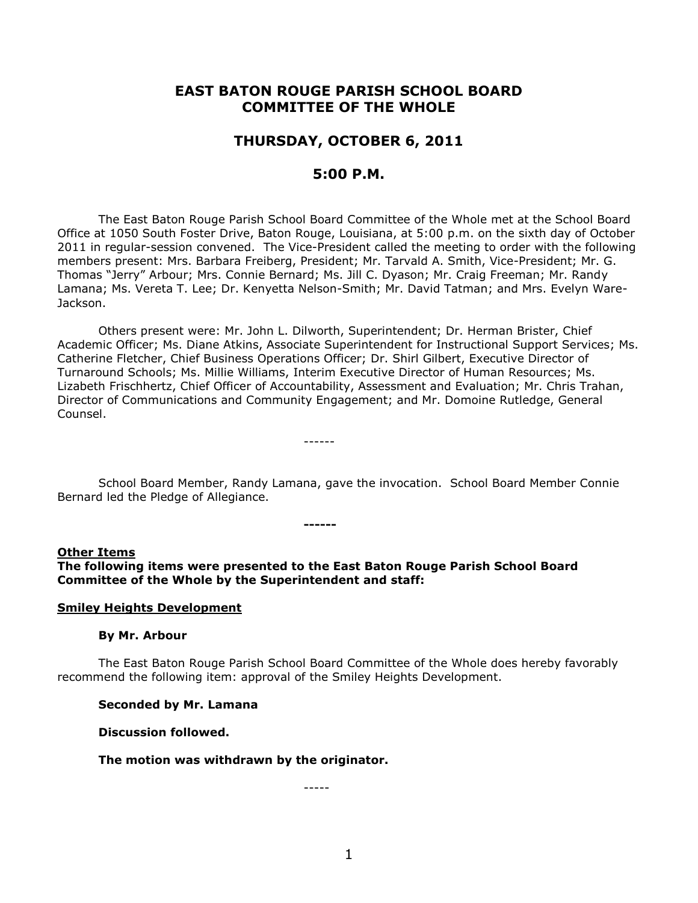# EAST BATON ROUGE PARISH SCHOOL BOARD
# COMMITTEE OF THE WHOLE

## THURSDAY, OCTOBER 6, 2011

## 5:00 P.M.

The East Baton Rouge Parish School Board Committee of the Whole met at the School Board Office at 1050 South Foster Drive, Baton Rouge, Louisiana, at 5:00 p.m. on the sixth day of October 2011 in regular-session convened. The Vice-President called the meeting to order with the following members present: Mrs. Barbara Freiberg, President; Mr. Tarvald A. Smith, Vice-President; Mr. G. Thomas "Jerry" Arbour; Mrs. Connie Bernard; Ms. Jill C. Dyason; Mr. Craig Freeman; Mr. Randy Lamana; Ms. Vereta T. Lee; Dr. Kenyetta Nelson-Smith; Mr. David Tatman; and Mrs. Evelyn Ware-Jackson.

Others present were: Mr. John L. Dilworth, Superintendent; Dr. Herman Brister, Chief Academic Officer; Ms. Diane Atkins, Associate Superintendent for Instructional Support Services; Ms. Catherine Fletcher, Chief Business Operations Officer; Dr. Shirl Gilbert, Executive Director of Turnaround Schools; Ms. Millie Williams, Interim Executive Director of Human Resources; Ms. Lizabeth Frischhertz, Chief Officer of Accountability, Assessment and Evaluation; Mr. Chris Trahan, Director of Communications and Community Engagement; and Mr. Domoine Rutledge, General Counsel.

------

School Board Member, Randy Lamana, gave the invocation. School Board Member Connie Bernard led the Pledge of Allegiance.

**------**

**Other Items**

**The following items were presented to the East Baton Rouge Parish School Board Committee of the Whole by the Superintendent and staff:**

**Smiley Heights Development**

**By Mr. Arbour**

The East Baton Rouge Parish School Board Committee of the Whole does hereby favorably recommend the following item: approval of the Smiley Heights Development.

**Seconded by Mr. Lamana**

**Discussion followed.**

**The motion was withdrawn by the originator.**

-----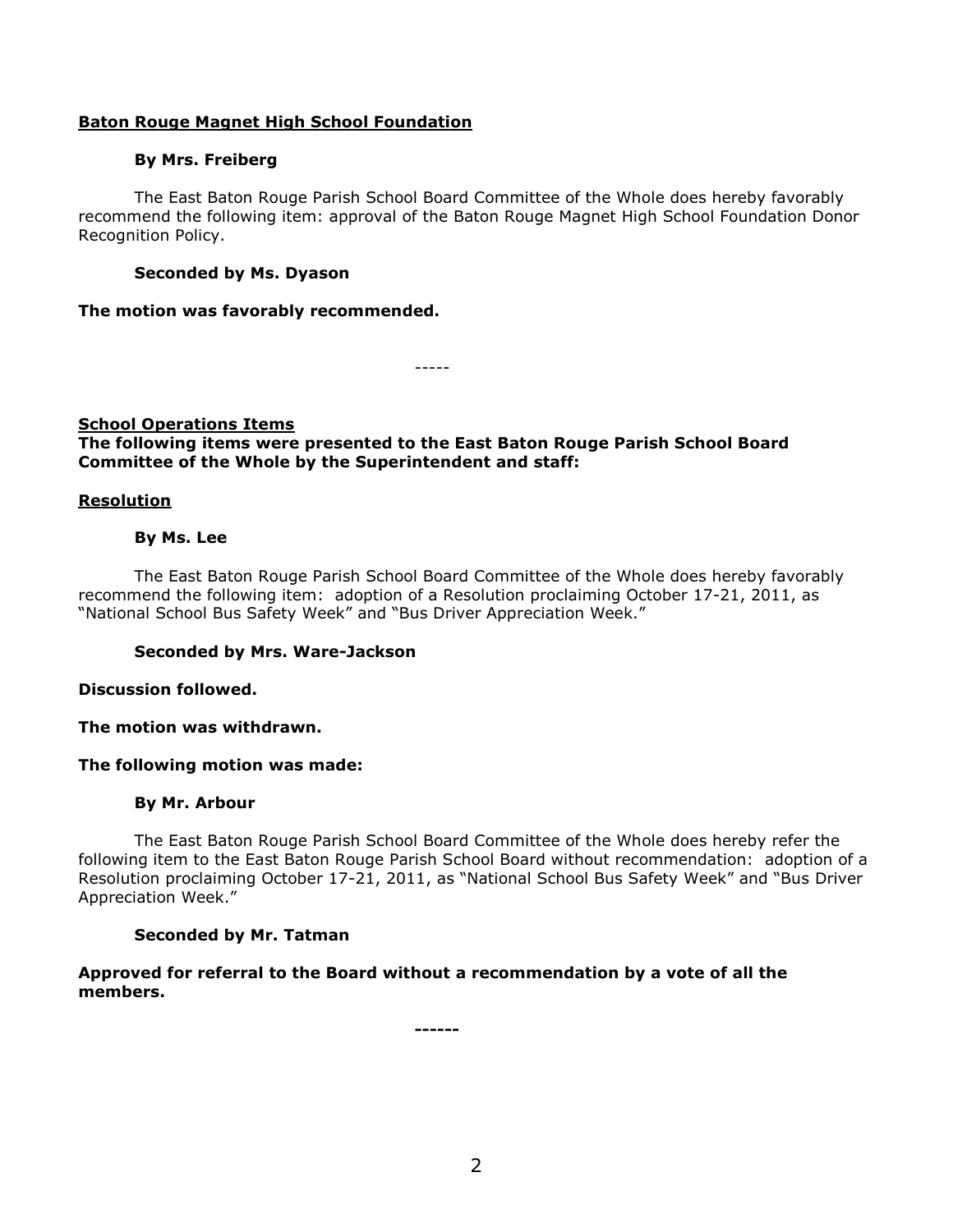**Baton Rouge Magnet High School Foundation**

**By Mrs. Freiberg**

The East Baton Rouge Parish School Board Committee of the Whole does hereby favorably recommend the following item: approval of the Baton Rouge Magnet High School Foundation Donor Recognition Policy.

**Seconded by Ms. Dyason**

**The motion was favorably recommended.**

-----

**School Operations Items**

**The following items were presented to the East Baton Rouge Parish School Board Committee of the Whole by the Superintendent and staff:**

**Resolution**

**By Ms. Lee**

The East Baton Rouge Parish School Board Committee of the Whole does hereby favorably recommend the following item: adoption of a Resolution proclaiming October 17-21, 2011, as "National School Bus Safety Week" and "Bus Driver Appreciation Week."

**Seconded by Mrs. Ware-Jackson**

**Discussion followed.**

**The motion was withdrawn.**

**The following motion was made:**

**By Mr. Arbour**

The East Baton Rouge Parish School Board Committee of the Whole does hereby refer the following item to the East Baton Rouge Parish School Board without recommendation: adoption of a Resolution proclaiming October 17-21, 2011, as "National School Bus Safety Week" and "Bus Driver Appreciation Week."

**Seconded by Mr. Tatman**

**Approved for referral to the Board without a recommendation by a vote of all the members.**

**------**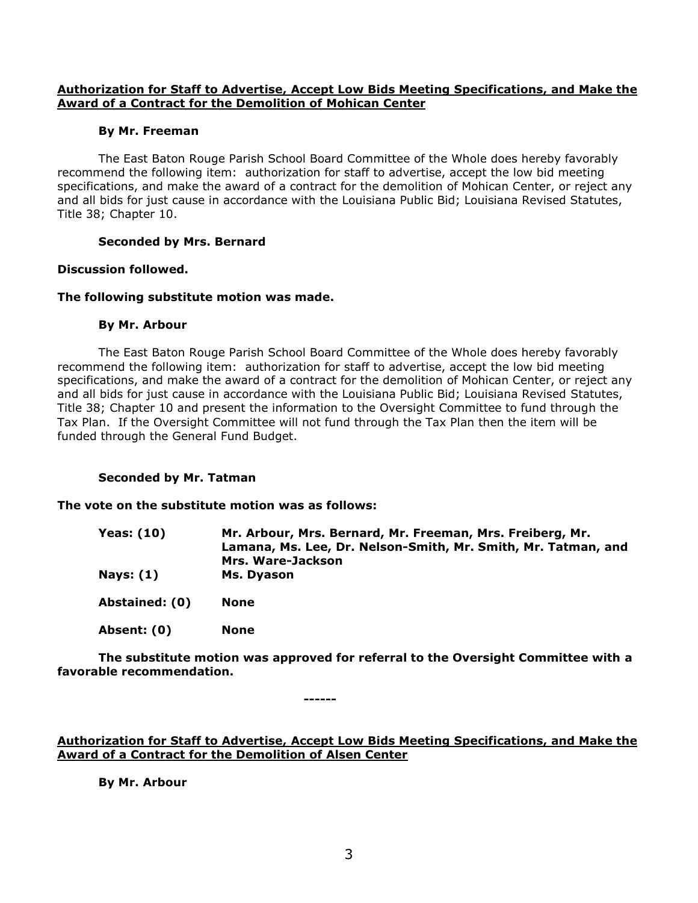**Authorization for Staff to Advertise, Accept Low Bids Meeting Specifications, and Make the Award of a Contract for the Demolition of Mohican Center**

**By Mr. Freeman**

The East Baton Rouge Parish School Board Committee of the Whole does hereby favorably recommend the following item: authorization for staff to advertise, accept the low bid meeting specifications, and make the award of a contract for the demolition of Mohican Center, or reject any and all bids for just cause in accordance with the Louisiana Public Bid; Louisiana Revised Statutes, Title 38; Chapter 10.

**Seconded by Mrs. Bernard**

**Discussion followed.**

**The following substitute motion was made.**

**By Mr. Arbour**

The East Baton Rouge Parish School Board Committee of the Whole does hereby favorably recommend the following item: authorization for staff to advertise, accept the low bid meeting specifications, and make the award of a contract for the demolition of Mohican Center, or reject any and all bids for just cause in accordance with the Louisiana Public Bid; Louisiana Revised Statutes, Title 38; Chapter 10 and present the information to the Oversight Committee to fund through the Tax Plan. If the Oversight Committee will not fund through the Tax Plan then the item will be funded through the General Fund Budget.

**Seconded by Mr. Tatman**

**The vote on the substitute motion was as follows:**

| | |
|---|---|
| **Yeas: (10)** | **Mr. Arbour, Mrs. Bernard, Mr. Freeman, Mrs. Freiberg, Mr. Lamana, Ms. Lee, Dr. Nelson-Smith, Mr. Smith, Mr. Tatman, and Mrs. Ware-Jackson** |
| **Nays: (1)** | **Ms. Dyason** |
| **Abstained: (0)** | **None** |
| **Absent: (0)** | **None** |

**The substitute motion was approved for referral to the Oversight Committee with a favorable recommendation.**

**------**

**Authorization for Staff to Advertise, Accept Low Bids Meeting Specifications, and Make the Award of a Contract for the Demolition of Alsen Center**

**By Mr. Arbour**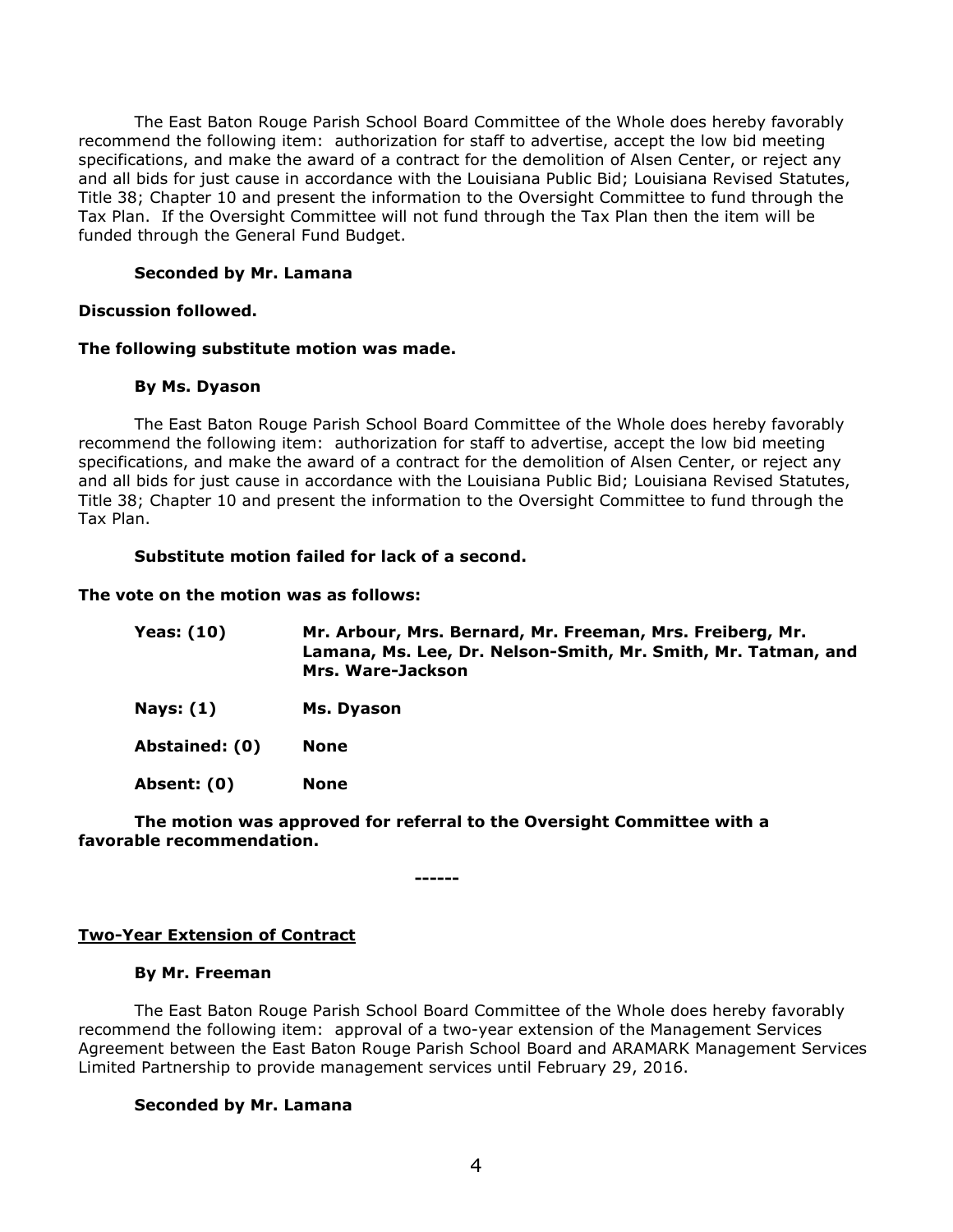The East Baton Rouge Parish School Board Committee of the Whole does hereby favorably recommend the following item: authorization for staff to advertise, accept the low bid meeting specifications, and make the award of a contract for the demolition of Alsen Center, or reject any and all bids for just cause in accordance with the Louisiana Public Bid; Louisiana Revised Statutes, Title 38; Chapter 10 and present the information to the Oversight Committee to fund through the Tax Plan. If the Oversight Committee will not fund through the Tax Plan then the item will be funded through the General Fund Budget.

**Seconded by Mr. Lamana**

**Discussion followed.**

**The following substitute motion was made.**

**By Ms. Dyason**

The East Baton Rouge Parish School Board Committee of the Whole does hereby favorably recommend the following item: authorization for staff to advertise, accept the low bid meeting specifications, and make the award of a contract for the demolition of Alsen Center, or reject any and all bids for just cause in accordance with the Louisiana Public Bid; Louisiana Revised Statutes, Title 38; Chapter 10 and present the information to the Oversight Committee to fund through the Tax Plan.

**Substitute motion failed for lack of a second.**

**The vote on the motion was as follows:**

| | |
|---|---|
| **Yeas: (10)** | **Mr. Arbour, Mrs. Bernard, Mr. Freeman, Mrs. Freiberg, Mr. Lamana, Ms. Lee, Dr. Nelson-Smith, Mr. Smith, Mr. Tatman, and Mrs. Ware-Jackson** |
| **Nays: (1)** | **Ms. Dyason** |
| **Abstained: (0)** | **None** |
| **Absent: (0)** | **None** |

**The motion was approved for referral to the Oversight Committee with a favorable recommendation.**

------

## Two-Year Extension of Contract

**By Mr. Freeman**

The East Baton Rouge Parish School Board Committee of the Whole does hereby favorably recommend the following item: approval of a two-year extension of the Management Services Agreement between the East Baton Rouge Parish School Board and ARAMARK Management Services Limited Partnership to provide management services until February 29, 2016.

**Seconded by Mr. Lamana**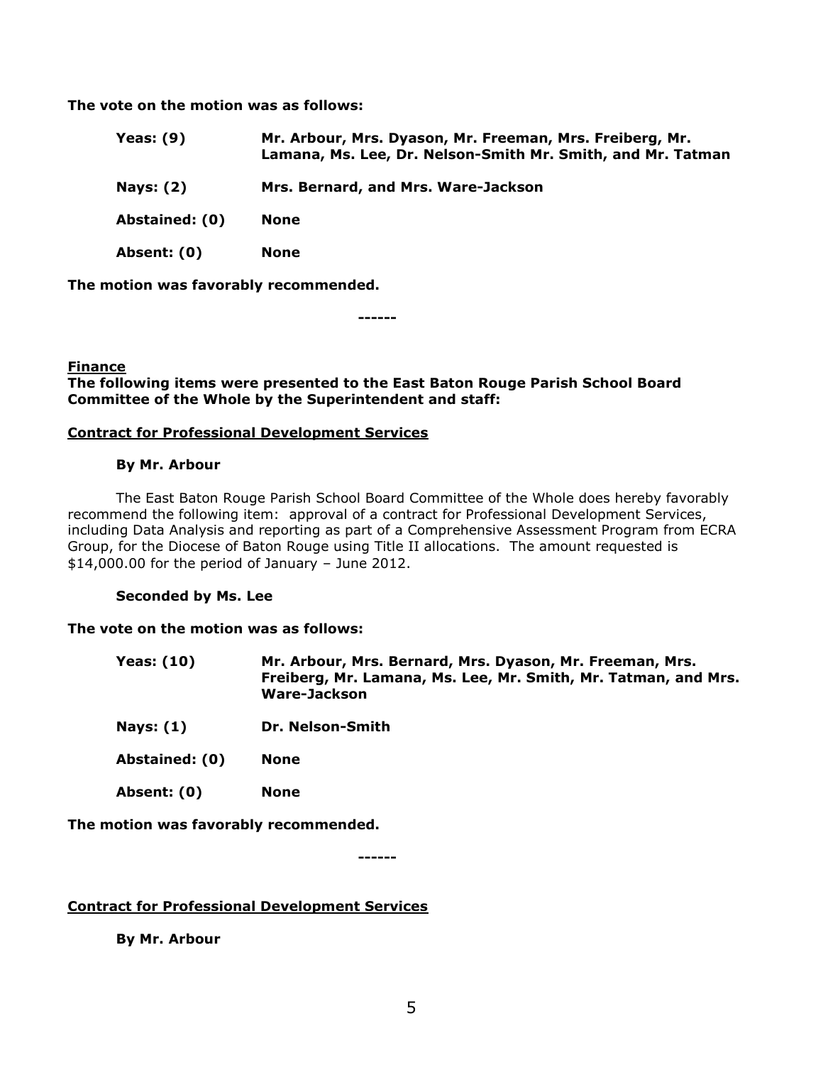**The vote on the motion was as follows:**

| | |
|---|---|
| **Yeas: (9)** | **Mr. Arbour, Mrs. Dyason, Mr. Freeman, Mrs. Freiberg, Mr. Lamana, Ms. Lee, Dr. Nelson-Smith Mr. Smith, and Mr. Tatman** |
| **Nays: (2)** | **Mrs. Bernard, and Mrs. Ware-Jackson** |
| **Abstained: (0)** | **None** |
| **Absent: (0)** | **None** |

**The motion was favorably recommended.**

------

**<u>Finance</u>**

**The following items were presented to the East Baton Rouge Parish School Board Committee of the Whole by the Superintendent and staff:**

**<u>Contract for Professional Development Services</u>**

**By Mr. Arbour**

The East Baton Rouge Parish School Board Committee of the Whole does hereby favorably recommend the following item: approval of a contract for Professional Development Services, including Data Analysis and reporting as part of a Comprehensive Assessment Program from ECRA Group, for the Diocese of Baton Rouge using Title II allocations. The amount requested is $14,000.00 for the period of January – June 2012.

**Seconded by Ms. Lee**

**The vote on the motion was as follows:**

| | |
|---|---|
| **Yeas: (10)** | **Mr. Arbour, Mrs. Bernard, Mrs. Dyason, Mr. Freeman, Mrs. Freiberg, Mr. Lamana, Ms. Lee, Mr. Smith, Mr. Tatman, and Mrs. Ware-Jackson** |
| **Nays: (1)** | **Dr. Nelson-Smith** |
| **Abstained: (0)** | **None** |
| **Absent: (0)** | **None** |

**The motion was favorably recommended.**

------

**<u>Contract for Professional Development Services</u>**

**By Mr. Arbour**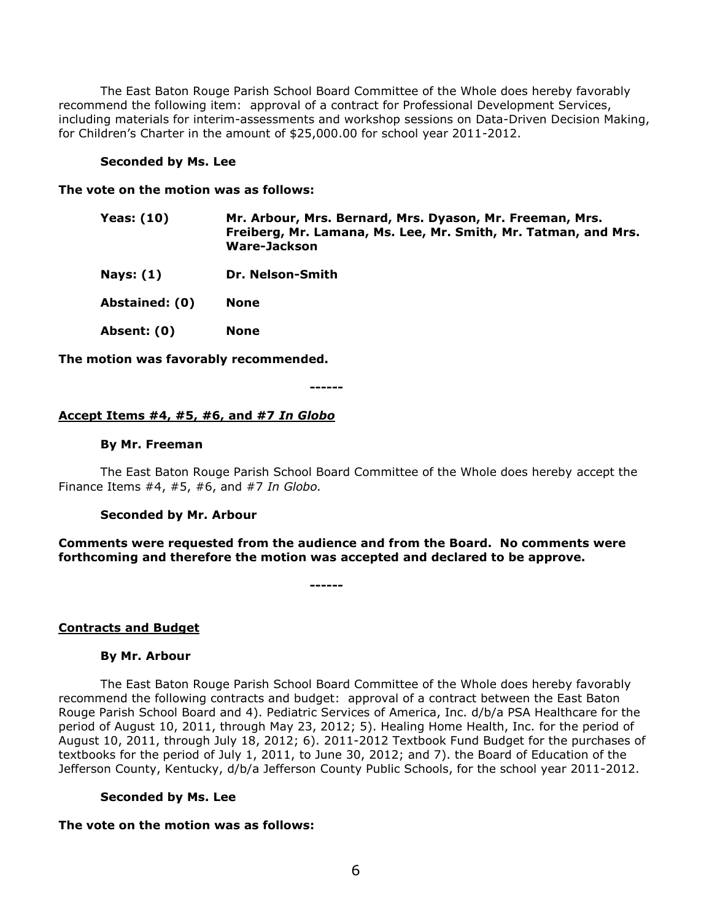The East Baton Rouge Parish School Board Committee of the Whole does hereby favorably recommend the following item: approval of a contract for Professional Development Services, including materials for interim-assessments and workshop sessions on Data-Driven Decision Making, for Children's Charter in the amount of $25,000.00 for school year 2011-2012.

**Seconded by Ms. Lee**

**The vote on the motion was as follows:**

| | |
|---|---|
| **Yeas: (10)** | **Mr. Arbour, Mrs. Bernard, Mrs. Dyason, Mr. Freeman, Mrs. Freiberg, Mr. Lamana, Ms. Lee, Mr. Smith, Mr. Tatman, and Mrs. Ware-Jackson** |
| **Nays: (1)** | **Dr. Nelson-Smith** |
| **Abstained: (0)** | **None** |
| **Absent: (0)** | **None** |

**The motion was favorably recommended.**

**------**

**<u>Accept Items #4, #5, #6, and #7 *In Globo*</u>**

**By Mr. Freeman**

The East Baton Rouge Parish School Board Committee of the Whole does hereby accept the Finance Items #4, #5, #6, and #7 *In Globo.*

**Seconded by Mr. Arbour**

**Comments were requested from the audience and from the Board. No comments were forthcoming and therefore the motion was accepted and declared to be approve.**

**------**

**<u>Contracts and Budget</u>**

**By Mr. Arbour**

The East Baton Rouge Parish School Board Committee of the Whole does hereby favorably recommend the following contracts and budget: approval of a contract between the East Baton Rouge Parish School Board and 4). Pediatric Services of America, Inc. d/b/a PSA Healthcare for the period of August 10, 2011, through May 23, 2012; 5). Healing Home Health, Inc. for the period of August 10, 2011, through July 18, 2012; 6). 2011-2012 Textbook Fund Budget for the purchases of textbooks for the period of July 1, 2011, to June 30, 2012; and 7). the Board of Education of the Jefferson County, Kentucky, d/b/a Jefferson County Public Schools, for the school year 2011-2012.

**Seconded by Ms. Lee**

**The vote on the motion was as follows:**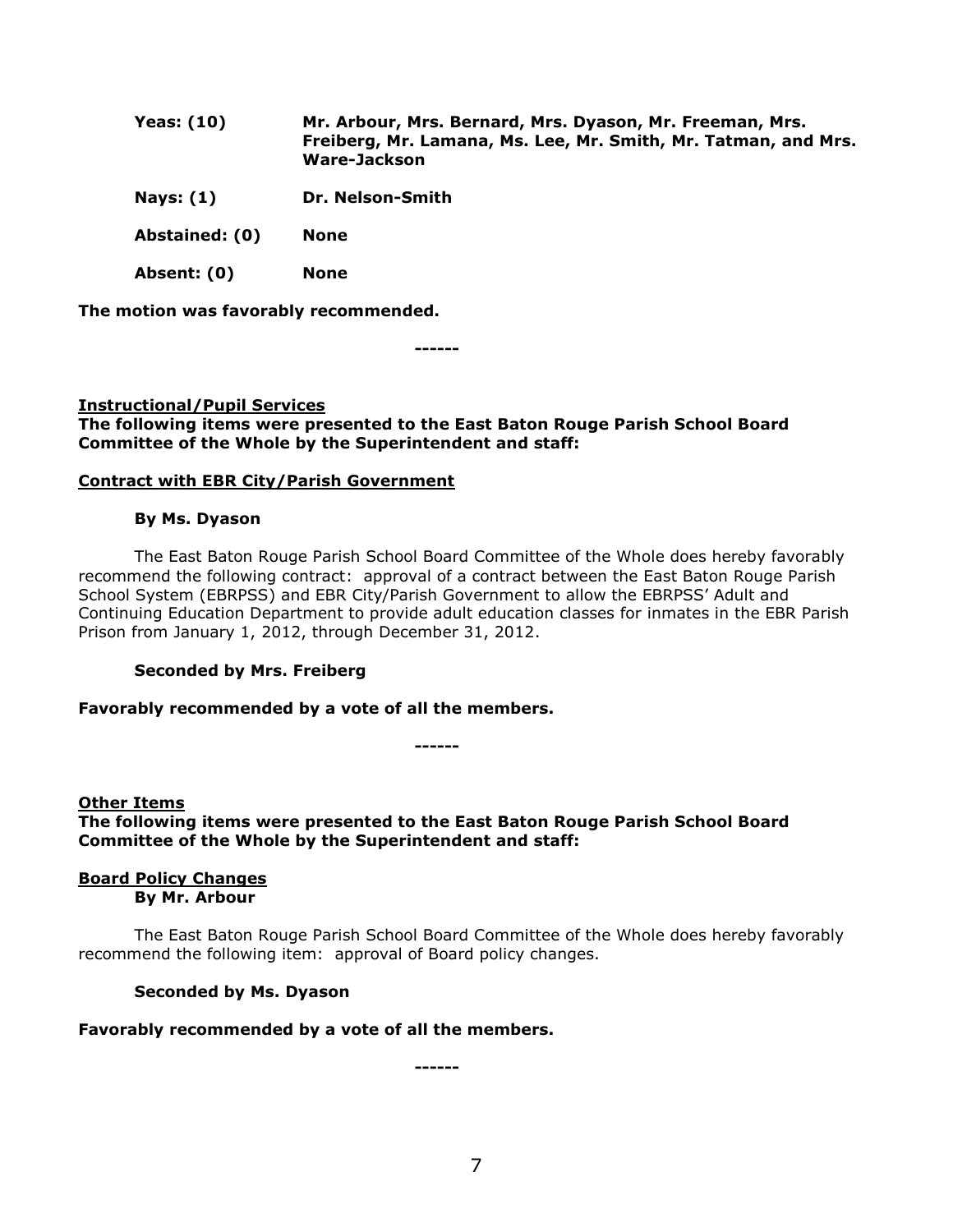| | |
|---|---|
| **Yeas: (10)** | **Mr. Arbour, Mrs. Bernard, Mrs. Dyason, Mr. Freeman, Mrs. Freiberg, Mr. Lamana, Ms. Lee, Mr. Smith, Mr. Tatman, and Mrs. Ware-Jackson** |
| **Nays: (1)** | **Dr. Nelson-Smith** |
| **Abstained: (0)** | **None** |
| **Absent: (0)** | **None** |

**The motion was favorably recommended.**

**------**

**Instructional/Pupil Services**
**The following items were presented to the East Baton Rouge Parish School Board Committee of the Whole by the Superintendent and staff:**

**Contract with EBR City/Parish Government**

**By Ms. Dyason**

The East Baton Rouge Parish School Board Committee of the Whole does hereby favorably recommend the following contract: approval of a contract between the East Baton Rouge Parish School System (EBRPSS) and EBR City/Parish Government to allow the EBRPSS' Adult and Continuing Education Department to provide adult education classes for inmates in the EBR Parish Prison from January 1, 2012, through December 31, 2012.

**Seconded by Mrs. Freiberg**

**Favorably recommended by a vote of all the members.**

**------**

**Other Items**
**The following items were presented to the East Baton Rouge Parish School Board Committee of the Whole by the Superintendent and staff:**

**Board Policy Changes**
**By Mr. Arbour**

The East Baton Rouge Parish School Board Committee of the Whole does hereby favorably recommend the following item: approval of Board policy changes.

**Seconded by Ms. Dyason**

**Favorably recommended by a vote of all the members.**

**------**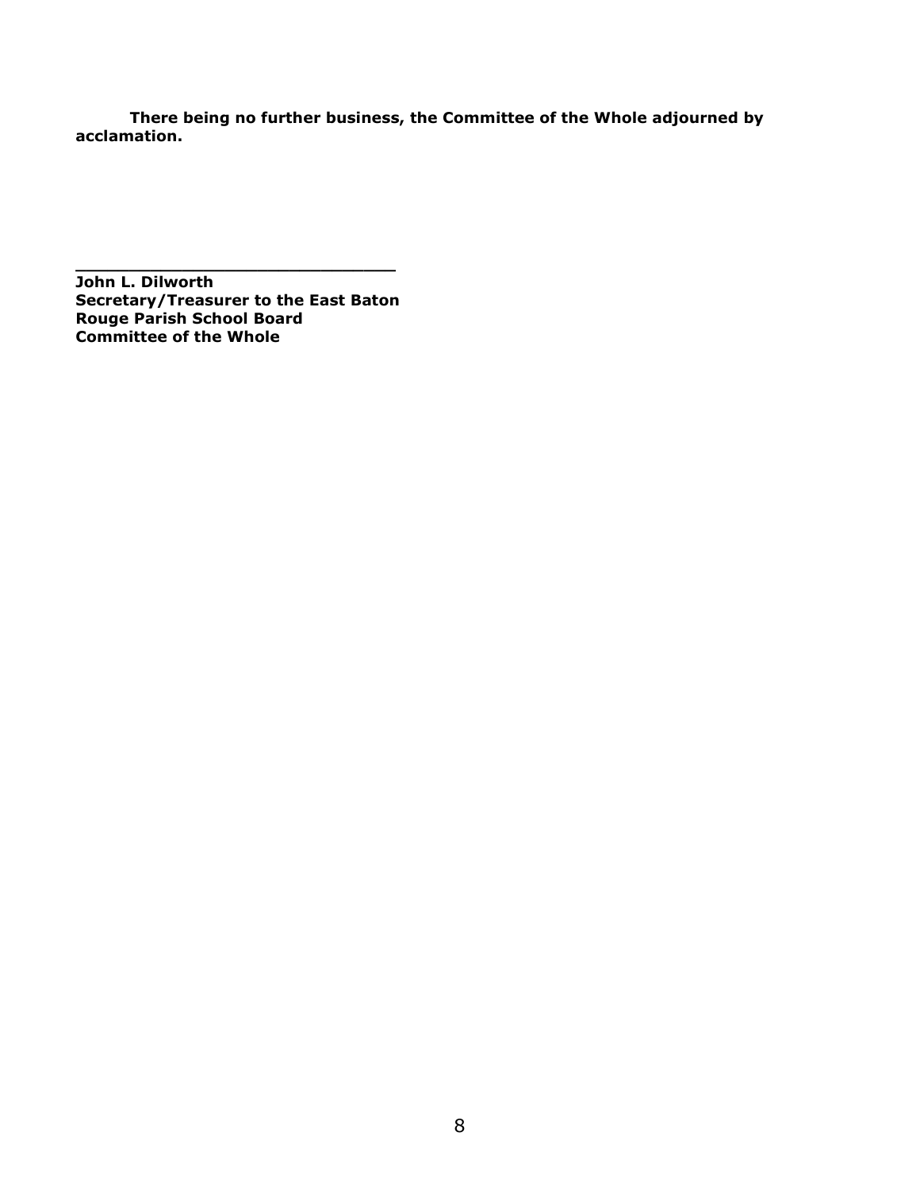**There being no further business, the Committee of the Whole adjourned by acclamation.**

________________________________

**John L. Dilworth**
**Secretary/Treasurer to the East Baton Rouge Parish School Board**
**Committee of the Whole**